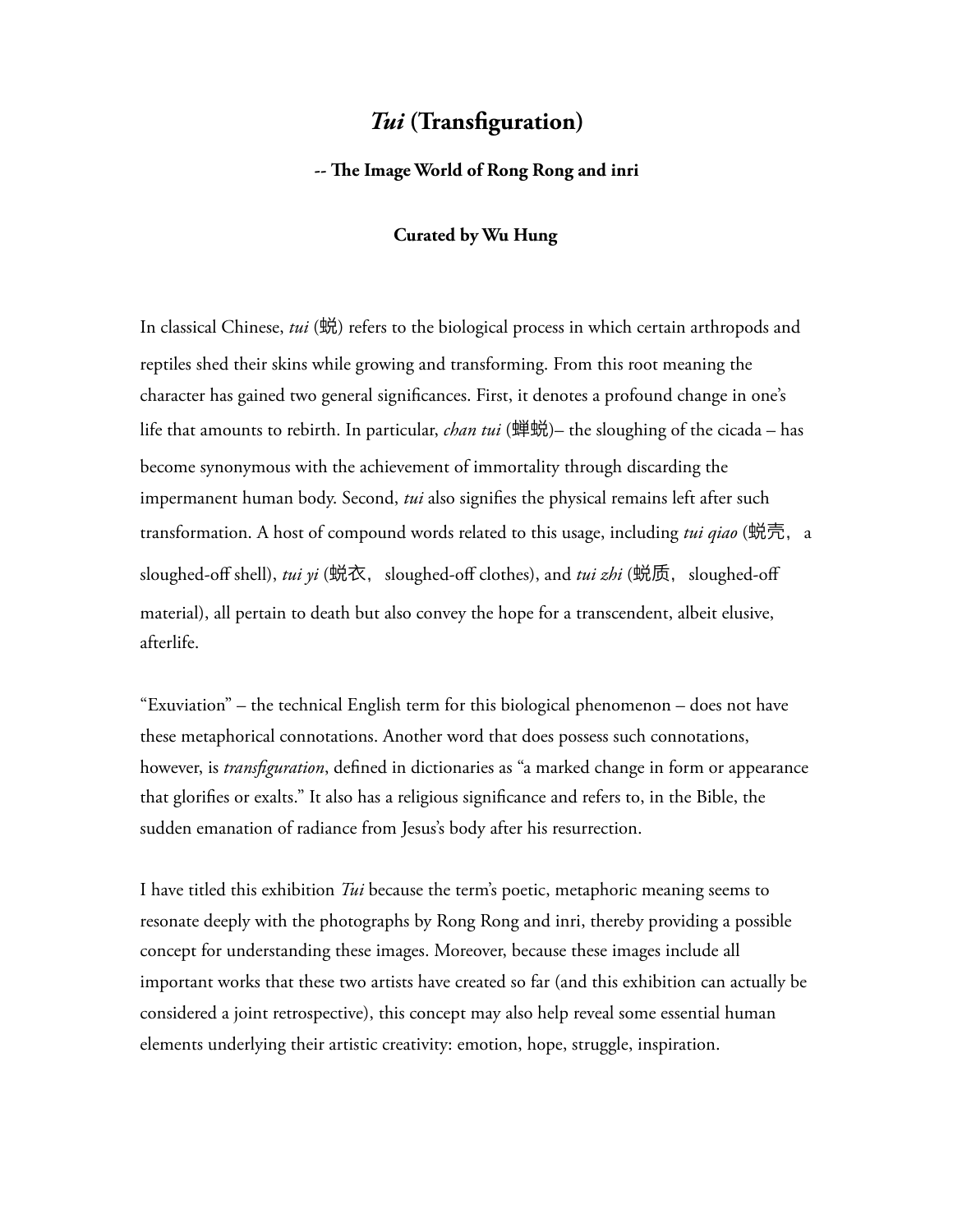# *Tui* (Transfiguration)

### -- The Image World of Rong Rong and inri

### Curated by Wu Hung

In classical Chinese, *tui* (蜕) refers to the biological process in which certain arthropods and reptiles shed their skins while growing and transforming. From this root meaning the character has gained two general significances. First, it denotes a profound change in one's life that amounts to rebirth. In particular, *chan tui* (蝉蜕)– the sloughing of the cicada – has become synonymous with the achievement of immortality through discarding the impermanent human body. Second, *tui* also signifies the physical remains left after such transformation. A host of compound words related to this usage, including *tui qiao* (蜕壳，a sloughed-off shell), *tui yi* (蜕衣，sloughed-off clothes), and *tui zhi* (蜕质，sloughed-off material), all pertain to death but also convey the hope for a transcendent, albeit elusive, afterlife.

"Exuviation" – the technical English term for this biological phenomenon – does not have these metaphorical connotations. Another word that does possess such connotations, however, is *transfiguration*, defined in dictionaries as "a marked change in form or appearance that glorifies or exalts." It also has a religious significance and refers to, in the Bible, the sudden emanation of radiance from Jesus's body after his resurrection.

I have titled this exhibition *Tui* because the term's poetic, metaphoric meaning seems to resonate deeply with the photographs by Rong Rong and inri, thereby providing a possible concept for understanding these images. Moreover, because these images include all important works that these two artists have created so far (and this exhibition can actually be considered a joint retrospective), this concept may also help reveal some essential human elements underlying their artistic creativity: emotion, hope, struggle, inspiration.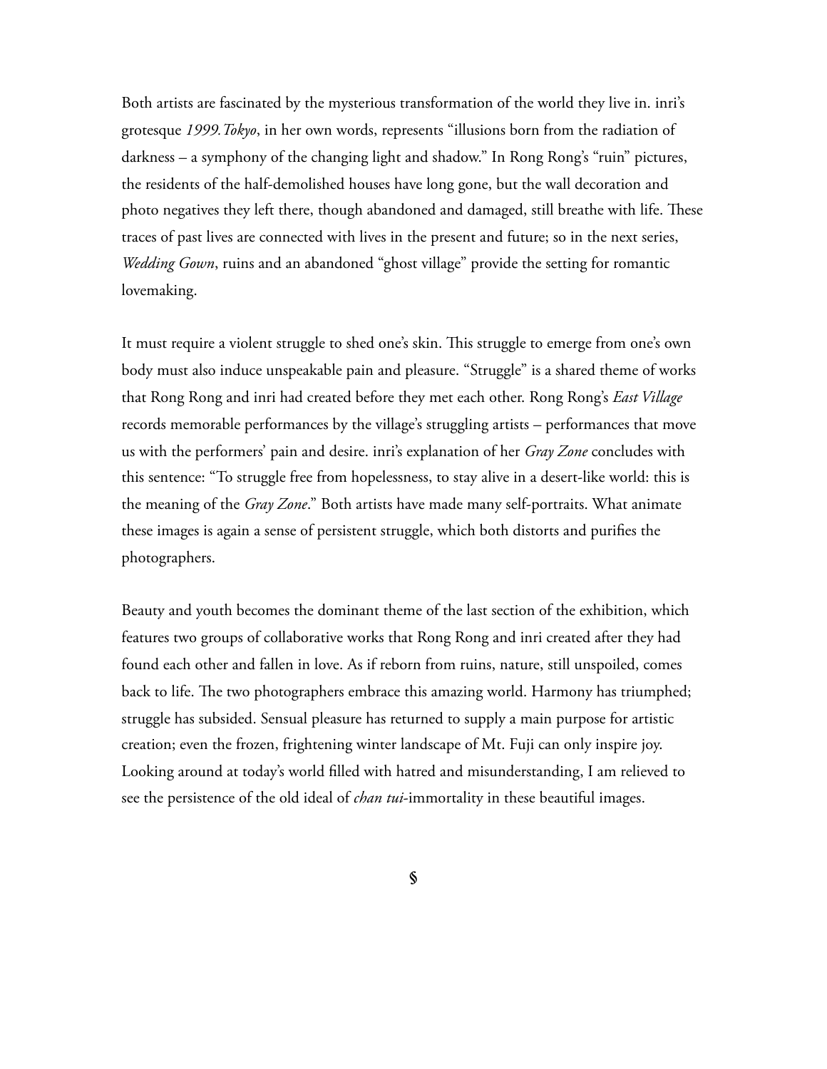Both artists are fascinated by the mysterious transformation of the world they live in. inri's grotesque *1999.Tokyo*, in her own words, represents "illusions born from the radiation of darkness – a symphony of the changing light and shadow." In Rong Rong's "ruin" pictures, the residents of the half-demolished houses have long gone, but the wall decoration and photo negatives they left there, though abandoned and damaged, still breathe with life. These traces of past lives are connected with lives in the present and future; so in the next series, *Wedding Gown*, ruins and an abandoned "ghost village" provide the setting for romantic lovemaking.

It must require a violent struggle to shed one's skin. This struggle to emerge from one's own body must also induce unspeakable pain and pleasure. "Struggle" is a shared theme of works that Rong Rong and inri had created before they met each other. Rong Rong's *East Village* records memorable performances by the village's struggling artists – performances that move us with the performers' pain and desire. inri's explanation of her *Gray Zone* concludes with this sentence: "To struggle free from hopelessness, to stay alive in a desert-like world: this is the meaning of the *Gray Zone*." Both artists have made many self-portraits. What animate these images is again a sense of persistent struggle, which both distorts and purifies the photographers.

Beauty and youth becomes the dominant theme of the last section of the exhibition, which features two groups of collaborative works that Rong Rong and inri created after they had found each other and fallen in love. As if reborn from ruins, nature, still unspoiled, comes back to life. The two photographers embrace this amazing world. Harmony has triumphed; struggle has subsided. Sensual pleasure has returned to supply a main purpose for artistic creation; even the frozen, frightening winter landscape of Mt. Fuji can only inspire joy. Looking around at today's world filled with hatred and misunderstanding, I am relieved to see the persistence of the old ideal of *chan tui*-immortality in these beautiful images.

§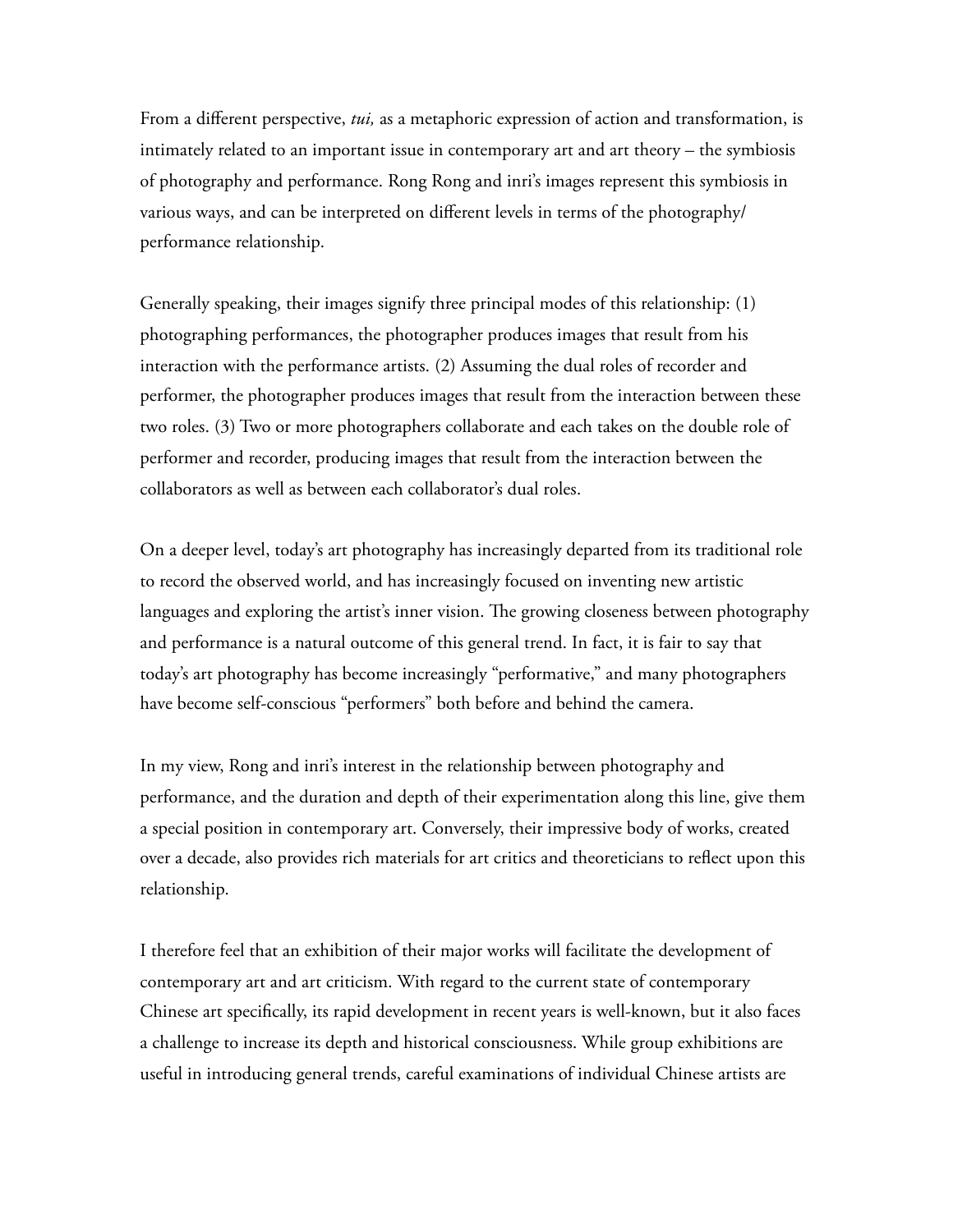From a different perspective, *tui,* as a metaphoric expression of action and transformation, is intimately related to an important issue in contemporary art and art theory – the symbiosis of photography and performance. Rong Rong and inri's images represent this symbiosis in various ways, and can be interpreted on different levels in terms of the photography/performance relationship.

Generally speaking, their images signify three principal modes of this relationship: (1) photographing performances, the photographer produces images that result from his interaction with the performance artists. (2) Assuming the dual roles of recorder and performer, the photographer produces images that result from the interaction between these two roles. (3) Two or more photographers collaborate and each takes on the double role of performer and recorder, producing images that result from the interaction between the collaborators as well as between each collaborator's dual roles.

On a deeper level, today's art photography has increasingly departed from its traditional role to record the observed world, and has increasingly focused on inventing new artistic languages and exploring the artist's inner vision. The growing closeness between photography and performance is a natural outcome of this general trend. In fact, it is fair to say that today's art photography has become increasingly "performative," and many photographers have become self-conscious "performers" both before and behind the camera.

In my view, Rong and inri's interest in the relationship between photography and performance, and the duration and depth of their experimentation along this line, give them a special position in contemporary art. Conversely, their impressive body of works, created over a decade, also provides rich materials for art critics and theoreticians to reflect upon this relationship.

I therefore feel that an exhibition of their major works will facilitate the development of contemporary art and art criticism. With regard to the current state of contemporary Chinese art specifically, its rapid development in recent years is well-known, but it also faces a challenge to increase its depth and historical consciousness. While group exhibitions are useful in introducing general trends, careful examinations of individual Chinese artists are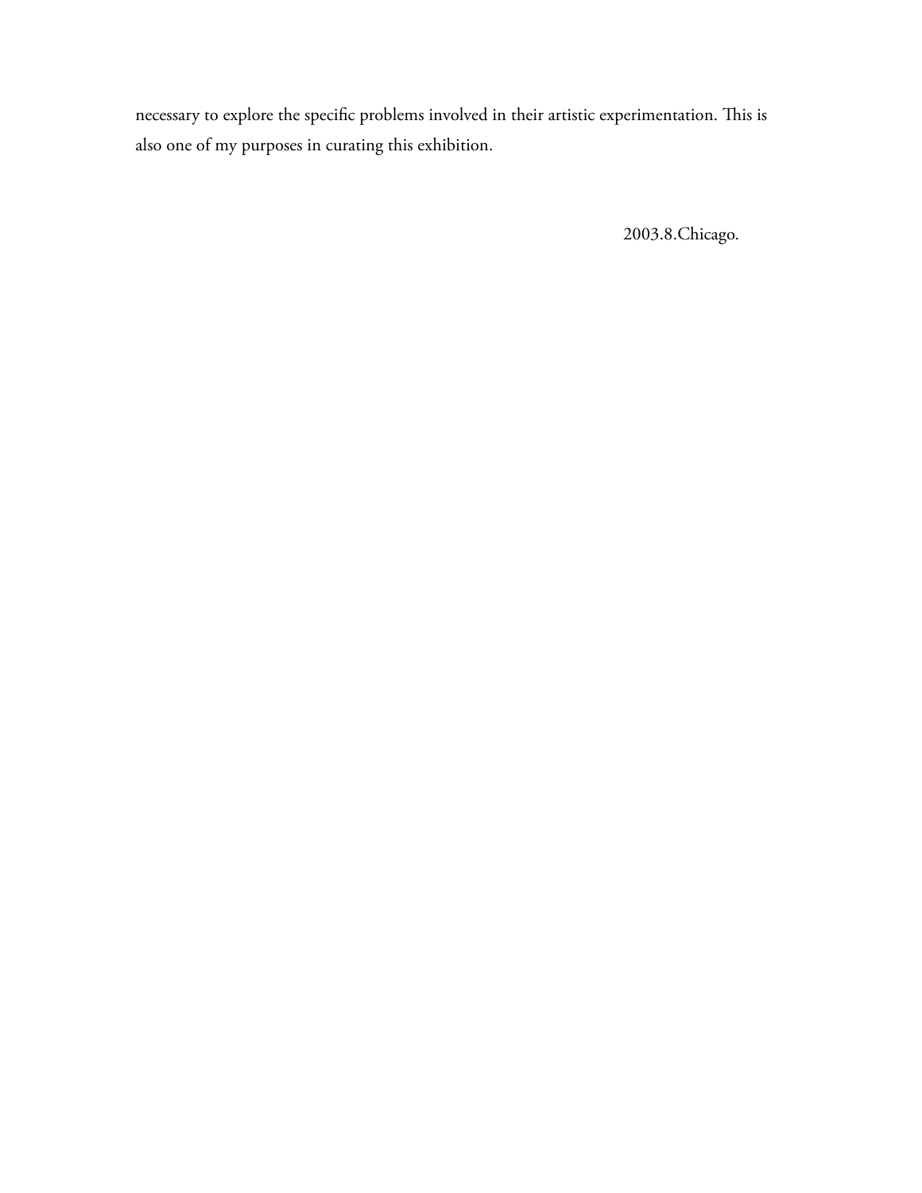necessary to explore the specific problems involved in their artistic experimentation. This is also one of my purposes in curating this exhibition.

2003.8.Chicago.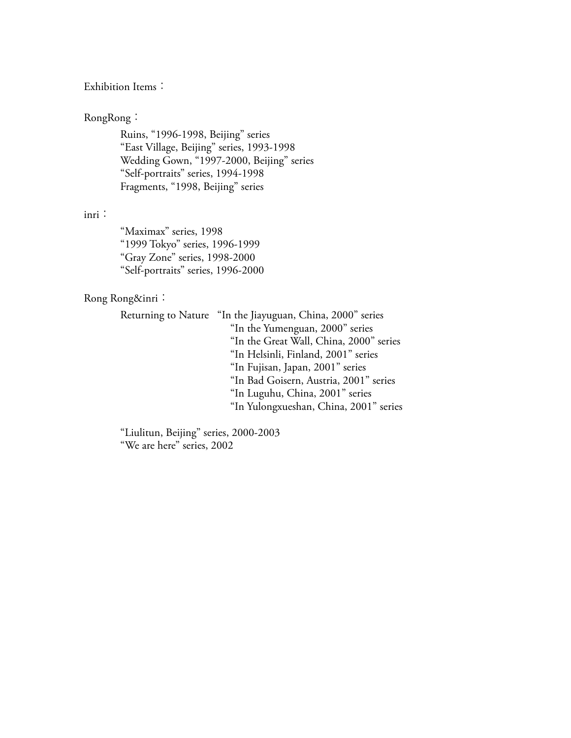Exhibition Items：

RongRong：

- Ruins, “1996-1998, Beijing” series
- “East Village, Beijing” series, 1993-1998
- Wedding Gown, “1997-2000, Beijing” series
- “Self-portraits” series, 1994-1998
- Fragments, “1998, Beijing” series

inri：

- “Maximax” series, 1998
- “1999 Tokyo” series, 1996-1999
- “Gray Zone” series, 1998-2000
- “Self-portraits” series, 1996-2000

Rong Rong&inri：

- Returning to Nature
  - “In the Jiayuguan, China, 2000” series
  - “In the Yumenguan, 2000” series
  - “In the Great Wall, China, 2000” series
  - “In Helsinli, Finland, 2001” series
  - “In Fujisan, Japan, 2001” series
  - “In Bad Goisern, Austria, 2001” series
  - “In Luguhu, China, 2001” series
  - “In Yulongxueshan, China, 2001” series

- “Liulitun, Beijing” series, 2000-2003
- “We are here” series, 2002